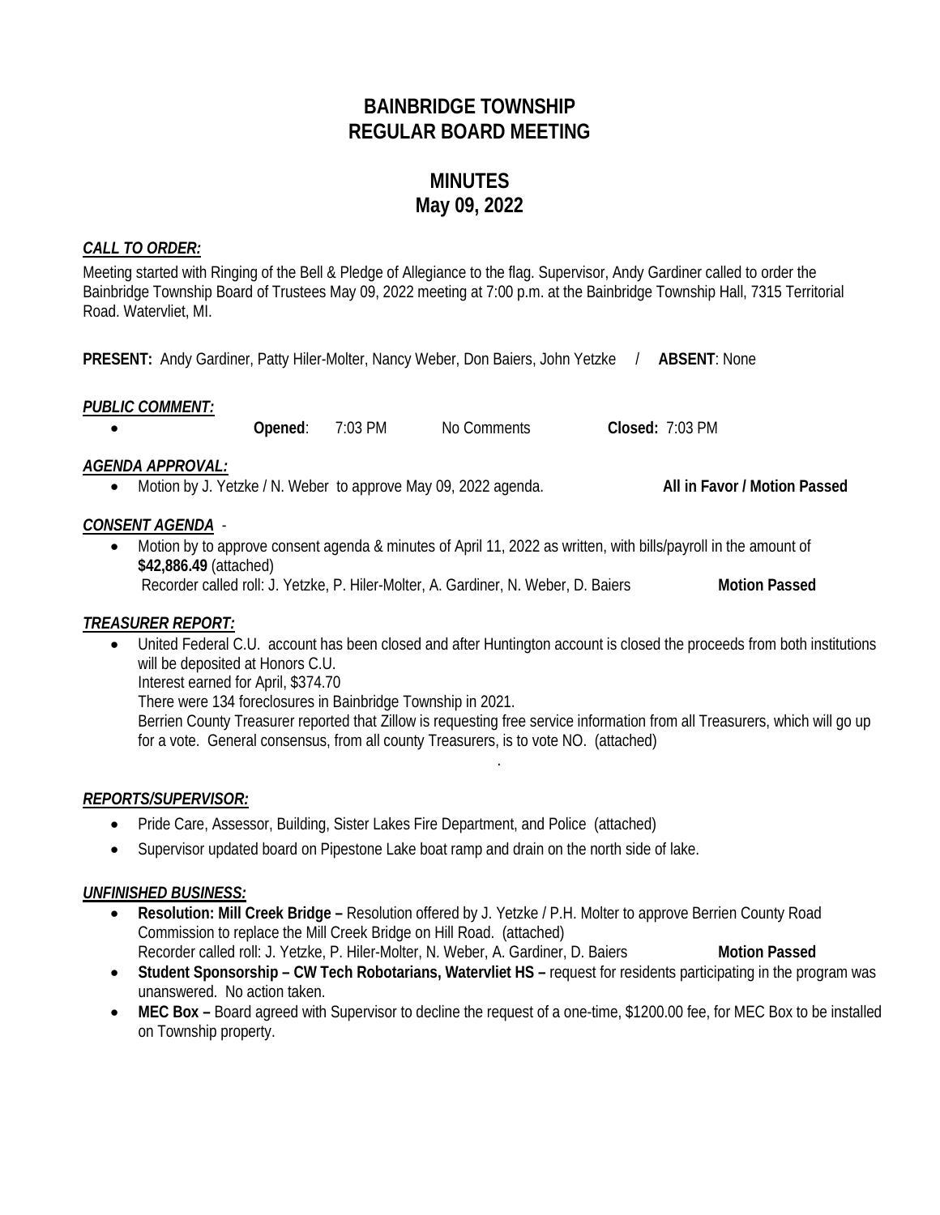# BAINBRIDGE TOWNSHIP
# REGULAR BOARD MEETING

## MINUTES
## May 09, 2022

### ***CALL TO ORDER:***

Meeting started with Ringing of the Bell & Pledge of Allegiance to the flag. Supervisor, Andy Gardiner called to order the Bainbridge Township Board of Trustees May 09, 2022 meeting at 7:00 p.m. at the Bainbridge Township Hall, 7315 Territorial Road. Watervliet, MI.

**PRESENT:** Andy Gardiner, Patty Hiler-Molter, Nancy Weber, Don Baiers, John Yetzke / **ABSENT**: None

### ***PUBLIC COMMENT:***

- **Opened**: 7:03 PM No Comments **Closed:** 7:03 PM

### ***AGENDA APPROVAL:***

- Motion by J. Yetzke / N. Weber to approve May 09, 2022 agenda. **All in Favor / Motion Passed**

### ***CONSENT AGENDA*** -

- Motion by to approve consent agenda & minutes of April 11, 2022 as written, with bills/payroll in the amount of **$42,886.49** (attached)
  Recorder called roll: J. Yetzke, P. Hiler-Molter, A. Gardiner, N. Weber, D. Baiers **Motion Passed**

### ***TREASURER REPORT:***

- United Federal C.U. account has been closed and after Huntington account is closed the proceeds from both institutions will be deposited at Honors C.U.
  Interest earned for April, $374.70
  There were 134 foreclosures in Bainbridge Township in 2021.
  Berrien County Treasurer reported that Zillow is requesting free service information from all Treasurers, which will go up for a vote. General consensus, from all county Treasurers, is to vote NO. (attached)

### ***REPORTS/SUPERVISOR:***

- Pride Care, Assessor, Building, Sister Lakes Fire Department, and Police (attached)
- Supervisor updated board on Pipestone Lake boat ramp and drain on the north side of lake.

### ***UNFINISHED BUSINESS:***

- **Resolution: Mill Creek Bridge –** Resolution offered by J. Yetzke / P.H. Molter to approve Berrien County Road Commission to replace the Mill Creek Bridge on Hill Road. (attached)
  Recorder called roll: J. Yetzke, P. Hiler-Molter, N. Weber, A. Gardiner, D. Baiers **Motion Passed**
- **Student Sponsorship – CW Tech Robotarians, Watervliet HS –** request for residents participating in the program was unanswered. No action taken.
- **MEC Box –** Board agreed with Supervisor to decline the request of a one-time, $1200.00 fee, for MEC Box to be installed on Township property.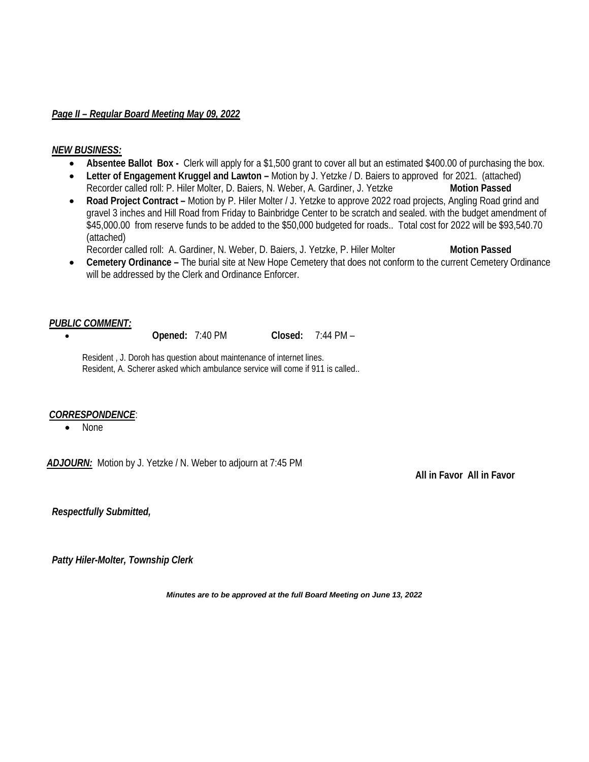***Page II – Regular Board Meeting May 09, 2022***

***NEW BUSINESS:***

- **Absentee Ballot Box -** Clerk will apply for a $1,500 grant to cover all but an estimated $400.00 of purchasing the box.
- **Letter of Engagement Kruggel and Lawton –** Motion by J. Yetzke / D. Baiers to approved for 2021. (attached)
  Recorder called roll: P. Hiler Molter, D. Baiers, N. Weber, A. Gardiner, J. Yetzke **Motion Passed**
- **Road Project Contract –** Motion by P. Hiler Molter / J. Yetzke to approve 2022 road projects, Angling Road grind and gravel 3 inches and Hill Road from Friday to Bainbridge Center to be scratch and sealed. with the budget amendment of $45,000.00 from reserve funds to be added to the $50,000 budgeted for roads.. Total cost for 2022 will be $93,540.70 (attached)
  Recorder called roll: A. Gardiner, N. Weber, D. Baiers, J. Yetzke, P. Hiler Molter **Motion Passed**
- **Cemetery Ordinance –** The burial site at New Hope Cemetery that does not conform to the current Cemetery Ordinance will be addressed by the Clerk and Ordinance Enforcer.

***PUBLIC COMMENT:***

- **Opened:** 7:40 PM **Closed:** 7:44 PM –

Resident , J. Doroh has question about maintenance of internet lines.
Resident, A. Scherer asked which ambulance service will come if 911 is called..

***CORRESPONDENCE***:

- None

***ADJOURN:*** Motion by J. Yetzke / N. Weber to adjourn at 7:45 PM

**All in Favor All in Favor**

***Respectfully Submitted,***

***Patty Hiler-Molter, Township Clerk***

***Minutes are to be approved at the full Board Meeting on June 13, 2022***